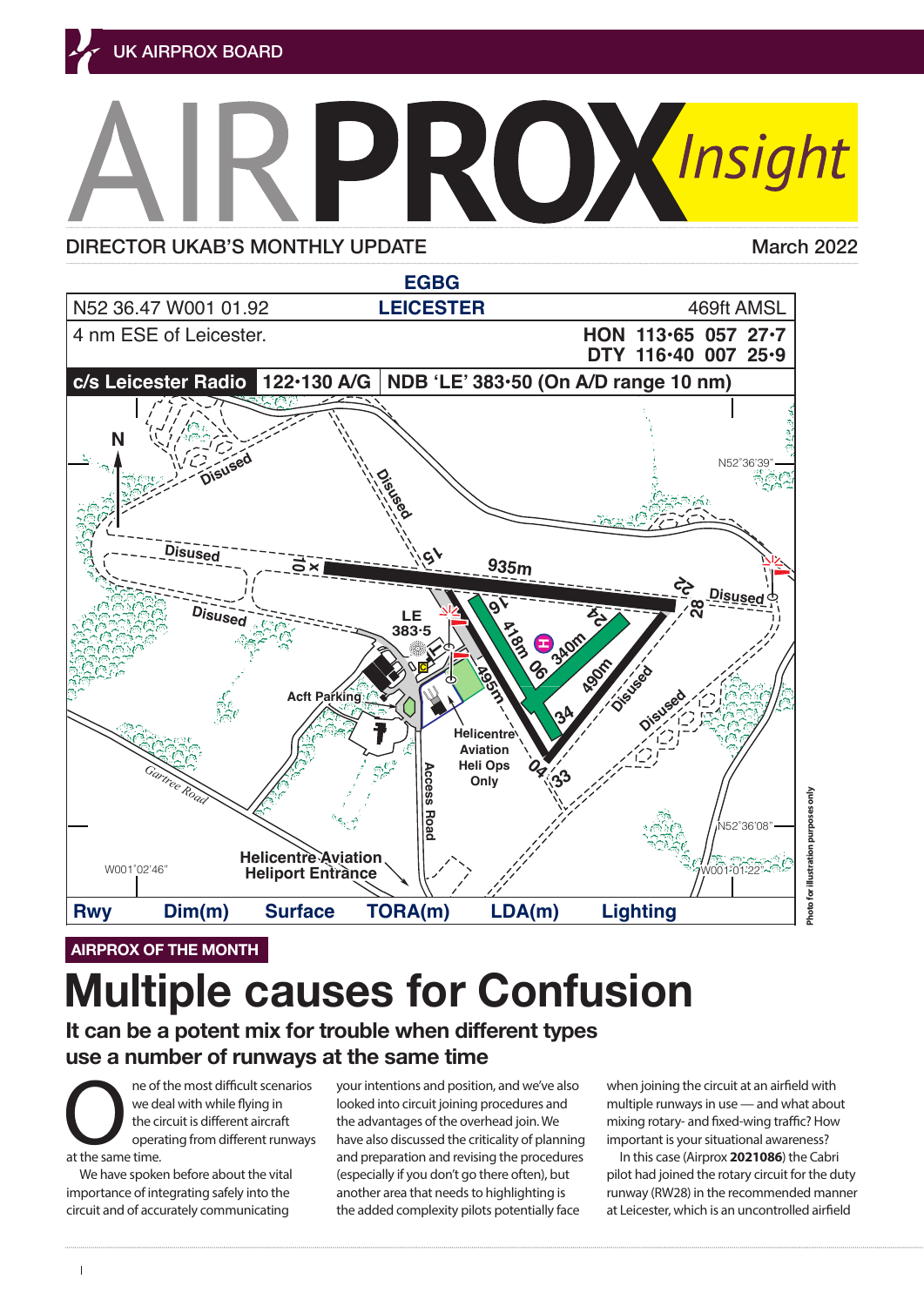UK AIRPROX BOARD

# AIRPROX *Insight*

DIRECTOR UKAB'S MONTHLY UPDATE

March 2022

**EGBG**

| N52 36.47 W001 01.92 | **LEICESTER** | 469ft AMSL |
|---|---|---|
| 4 nm ESE of Leicester. | | **HON 113·65 057 27·7**<br>**DTY 116·40 007 25·9** |
| **c/s Leicester Radio** | **122·130 A/G** | **NDB 'LE' 383·50 (On A/D range 10 nm)** |

| Rwy | Dim(m) | Surface | TORA(m) | LDA(m) | Lighting |
|---|---|---|---|---|---|

Photo for illustration purposes only

AIRPROX OF THE MONTH

## Multiple causes for Confusion

### It can be a potent mix for trouble when different types use a number of runways at the same time

One of the most difficult scenarios we deal with while flying in the circuit is different aircraft operating from different runways at the same time.

We have spoken before about the vital importance of integrating safely into the circuit and of accurately communicating your intentions and position, and we've also looked into circuit joining procedures and the advantages of the overhead join. We have also discussed the criticality of planning and preparation and revising the procedures (especially if you don't go there often), but another area that needs to highlighting is the added complexity pilots potentially face when joining the circuit at an airfield with multiple runways in use — and what about mixing rotary- and fixed-wing traffic? How important is your situational awareness?

In this case (Airprox **2021086**) the Cabri pilot had joined the rotary circuit for the duty runway (RW28) in the recommended manner at Leicester, which is an uncontrolled airfield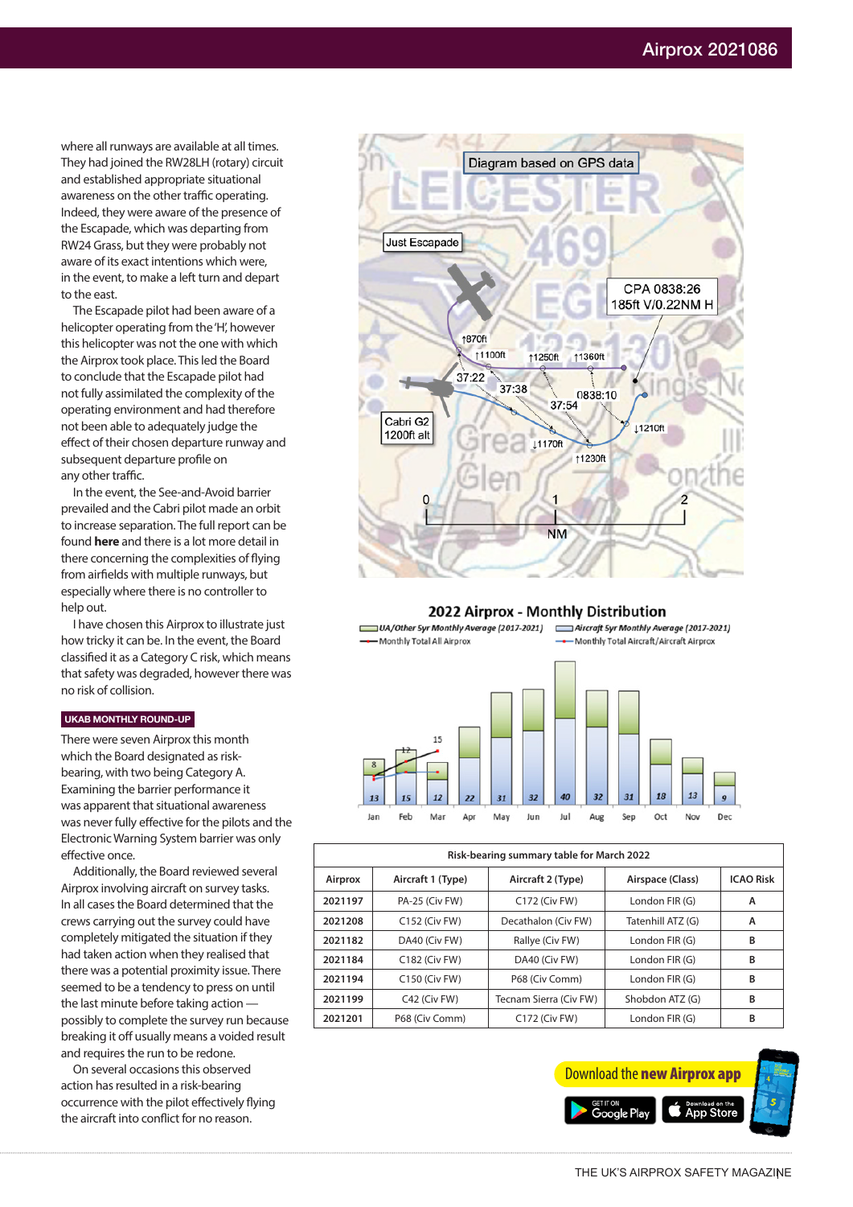where all runways are available at all times. They had joined the RW28LH (rotary) circuit and established appropriate situational awareness on the other traffic operating. Indeed, they were aware of the presence of the Escapade, which was departing from RW24 Grass, but they were probably not aware of its exact intentions which were, in the event, to make a left turn and depart to the east.

The Escapade pilot had been aware of a helicopter operating from the 'H', however this helicopter was not the one with which the Airprox took place. This led the Board to conclude that the Escapade pilot had not fully assimilated the complexity of the operating environment and had therefore not been able to adequately judge the effect of their chosen departure runway and subsequent departure profile on any other traffic.

In the event, the See-and-Avoid barrier prevailed and the Cabri pilot made an orbit to increase separation. The full report can be found **here** and there is a lot more detail in there concerning the complexities of flying from airfields with multiple runways, but especially where there is no controller to help out.

I have chosen this Airprox to illustrate just how tricky it can be. In the event, the Board classified it as a Category C risk, which means that safety was degraded, however there was no risk of collision.

Diagram based on GPS data

Just Escapade

CPA 0838:26
185ft V/0.22NM H

Cabri G2
1200ft alt

↑870ft
↑1100ft
↑1250ft
↑1360ft
37:22
37:38
37:54
0838:10
↓1210ft
↓1170ft
↑1230ft

0
1
2
NM

## UKAB MONTHLY ROUND-UP

There were seven Airprox this month which the Board designated as risk-bearing, with two being Category A. Examining the barrier performance it was apparent that situational awareness was never fully effective for the pilots and the Electronic Warning System barrier was only effective once.

Additionally, the Board reviewed several Airprox involving aircraft on survey tasks. In all cases the Board determined that the crews carrying out the survey could have completely mitigated the situation if they had taken action when they realised that there was a potential proximity issue. There seemed to be a tendency to press on until the last minute before taking action — possibly to complete the survey run because breaking it off usually means a voided result and requires the run to be redone.

On several occasions this observed action has resulted in a risk-bearing occurrence with the pilot effectively flying the aircraft into conflict for no reason.

**2022 Airprox - Monthly Distribution**

UA/Other 5yr Monthly Average (2017-2021)
Aircraft 5yr Monthly Average (2017-2021)
Monthly Total All Airprox
Monthly Total Aircraft/Aircraft Airprox

8
12
15
13
15
12
22
31
32
40
32
31
18
13
9

Jan Feb Mar Apr May Jun Jul Aug Sep Oct Nov Dec

| Risk-bearing summary table for March 2022 | | | | |
|---|---|---|---|---|
| **Airprox** | **Aircraft 1 (Type)** | **Aircraft 2 (Type)** | **Airspace (Class)** | **ICAO Risk** |
| 2021197 | PA-25 (Civ FW) | C172 (Civ FW) | London FIR (G) | A |
| 2021208 | C152 (Civ FW) | Decathalon (Civ FW) | Tatenhill ATZ (G) | A |
| 2021182 | DA40 (Civ FW) | Rallye (Civ FW) | London FIR (G) | B |
| 2021184 | C182 (Civ FW) | DA40 (Civ FW) | London FIR (G) | B |
| 2021194 | C150 (Civ FW) | P68 (Civ Comm) | London FIR (G) | B |
| 2021199 | C42 (Civ FW) | Tecnam Sierra (Civ FW) | Shobdon ATZ (G) | B |
| 2021201 | P68 (Civ Comm) | C172 (Civ FW) | London FIR (G) | B |

Download the **new Airprox app**

GET IT ON Google Play
Download on the App Store